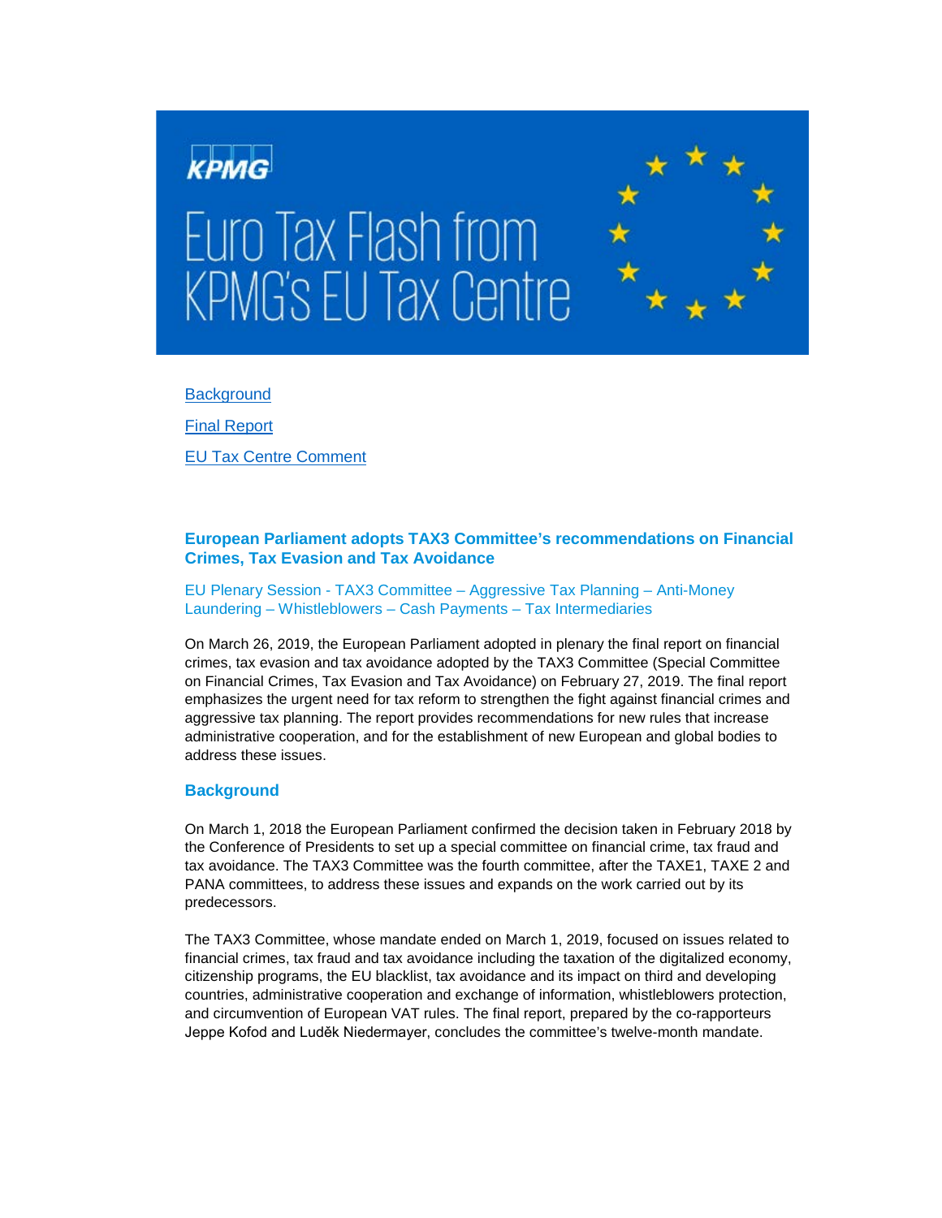# Euro Tax Flash from KPMG's EU Tax Centre

Background

Final Report

EU Tax Centre Comment

## European Parliament adopts TAX3 Committee's recommendations on Financial Crimes, Tax Evasion and Tax Avoidance

EU Plenary Session - TAX3 Committee – Aggressive Tax Planning – Anti-Money Laundering – Whistleblowers – Cash Payments – Tax Intermediaries

On March 26, 2019, the European Parliament adopted in plenary the final report on financial crimes, tax evasion and tax avoidance adopted by the TAX3 Committee (Special Committee on Financial Crimes, Tax Evasion and Tax Avoidance) on February 27, 2019. The final report emphasizes the urgent need for tax reform to strengthen the fight against financial crimes and aggressive tax planning. The report provides recommendations for new rules that increase administrative cooperation, and for the establishment of new European and global bodies to address these issues.

### Background

On March 1, 2018 the European Parliament confirmed the decision taken in February 2018 by the Conference of Presidents to set up a special committee on financial crime, tax fraud and tax avoidance. The TAX3 Committee was the fourth committee, after the TAXE1, TAXE 2 and PANA committees, to address these issues and expands on the work carried out by its predecessors.

The TAX3 Committee, whose mandate ended on March 1, 2019, focused on issues related to financial crimes, tax fraud and tax avoidance including the taxation of the digitalized economy, citizenship programs, the EU blacklist, tax avoidance and its impact on third and developing countries, administrative cooperation and exchange of information, whistleblowers protection, and circumvention of European VAT rules. The final report, prepared by the co-rapporteurs Jeppe Kofod and Luděk Niedermayer, concludes the committee's twelve-month mandate.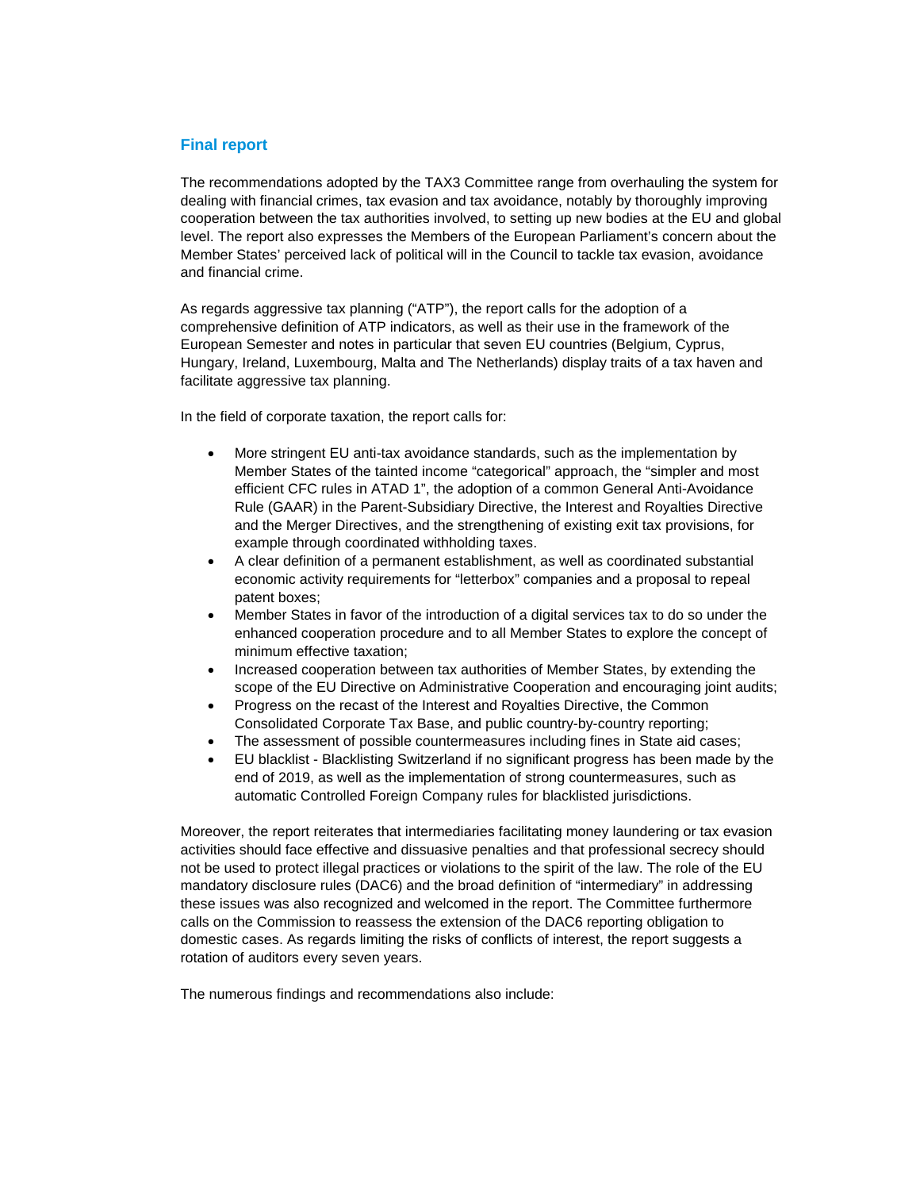## Final report

The recommendations adopted by the TAX3 Committee range from overhauling the system for dealing with financial crimes, tax evasion and tax avoidance, notably by thoroughly improving cooperation between the tax authorities involved, to setting up new bodies at the EU and global level. The report also expresses the Members of the European Parliament's concern about the Member States' perceived lack of political will in the Council to tackle tax evasion, avoidance and financial crime.

As regards aggressive tax planning ("ATP"), the report calls for the adoption of a comprehensive definition of ATP indicators, as well as their use in the framework of the European Semester and notes in particular that seven EU countries (Belgium, Cyprus, Hungary, Ireland, Luxembourg, Malta and The Netherlands) display traits of a tax haven and facilitate aggressive tax planning.

In the field of corporate taxation, the report calls for:

- More stringent EU anti-tax avoidance standards, such as the implementation by Member States of the tainted income "categorical" approach, the "simpler and most efficient CFC rules in ATAD 1", the adoption of a common General Anti-Avoidance Rule (GAAR) in the Parent-Subsidiary Directive, the Interest and Royalties Directive and the Merger Directives, and the strengthening of existing exit tax provisions, for example through coordinated withholding taxes.
- A clear definition of a permanent establishment, as well as coordinated substantial economic activity requirements for "letterbox" companies and a proposal to repeal patent boxes;
- Member States in favor of the introduction of a digital services tax to do so under the enhanced cooperation procedure and to all Member States to explore the concept of minimum effective taxation;
- Increased cooperation between tax authorities of Member States, by extending the scope of the EU Directive on Administrative Cooperation and encouraging joint audits;
- Progress on the recast of the Interest and Royalties Directive, the Common Consolidated Corporate Tax Base, and public country-by-country reporting;
- The assessment of possible countermeasures including fines in State aid cases;
- EU blacklist - Blacklisting Switzerland if no significant progress has been made by the end of 2019, as well as the implementation of strong countermeasures, such as automatic Controlled Foreign Company rules for blacklisted jurisdictions.

Moreover, the report reiterates that intermediaries facilitating money laundering or tax evasion activities should face effective and dissuasive penalties and that professional secrecy should not be used to protect illegal practices or violations to the spirit of the law. The role of the EU mandatory disclosure rules (DAC6) and the broad definition of "intermediary" in addressing these issues was also recognized and welcomed in the report. The Committee furthermore calls on the Commission to reassess the extension of the DAC6 reporting obligation to domestic cases. As regards limiting the risks of conflicts of interest, the report suggests a rotation of auditors every seven years.

The numerous findings and recommendations also include: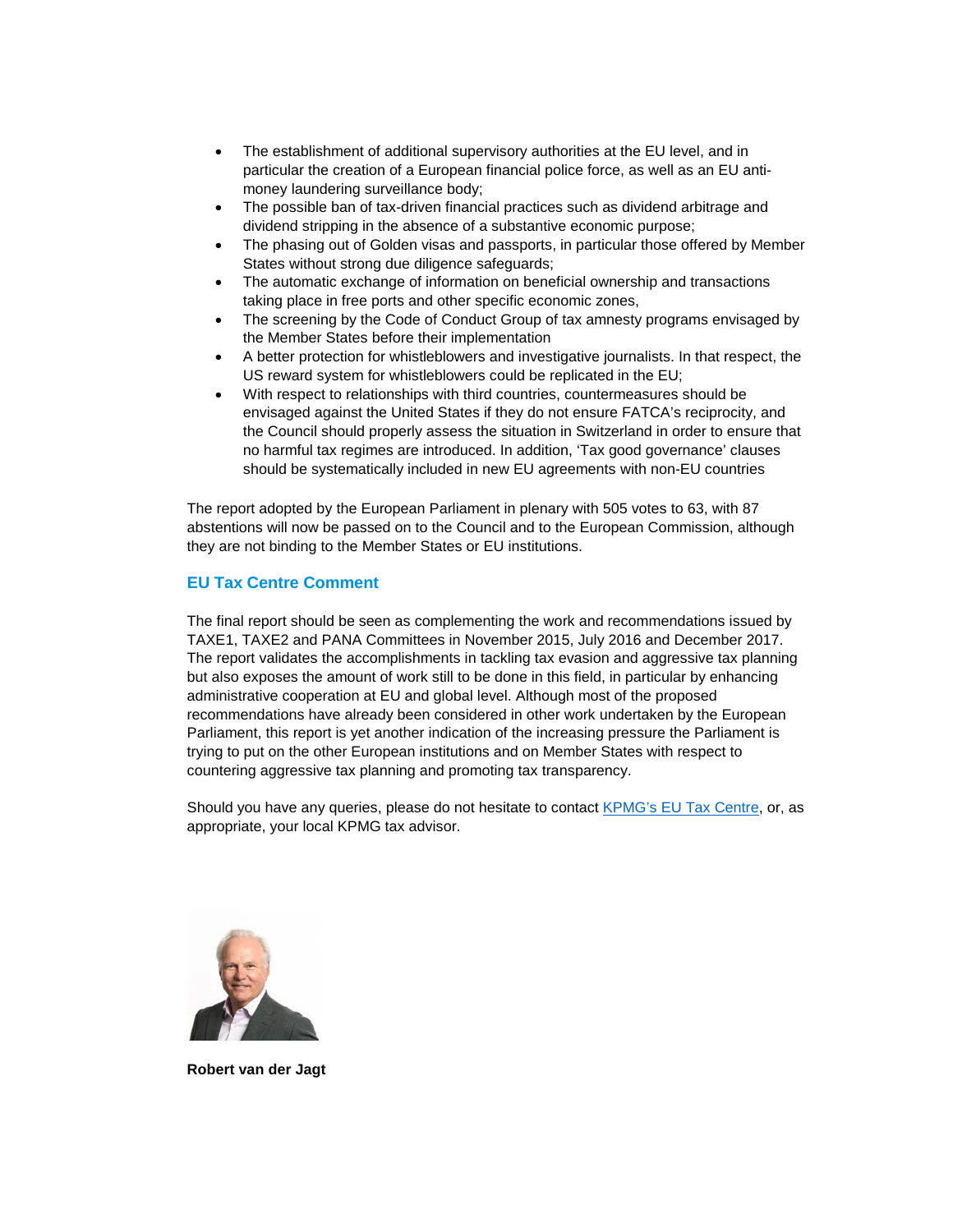- The establishment of additional supervisory authorities at the EU level, and in particular the creation of a European financial police force, as well as an EU anti-money laundering surveillance body;
- The possible ban of tax-driven financial practices such as dividend arbitrage and dividend stripping in the absence of a substantive economic purpose;
- The phasing out of Golden visas and passports, in particular those offered by Member States without strong due diligence safeguards;
- The automatic exchange of information on beneficial ownership and transactions taking place in free ports and other specific economic zones,
- The screening by the Code of Conduct Group of tax amnesty programs envisaged by the Member States before their implementation
- A better protection for whistleblowers and investigative journalists. In that respect, the US reward system for whistleblowers could be replicated in the EU;
- With respect to relationships with third countries, countermeasures should be envisaged against the United States if they do not ensure FATCA's reciprocity, and the Council should properly assess the situation in Switzerland in order to ensure that no harmful tax regimes are introduced. In addition, 'Tax good governance' clauses should be systematically included in new EU agreements with non-EU countries

The report adopted by the European Parliament in plenary with 505 votes to 63, with 87 abstentions will now be passed on to the Council and to the European Commission, although they are not binding to the Member States or EU institutions.

## EU Tax Centre Comment

The final report should be seen as complementing the work and recommendations issued by TAXE1, TAXE2 and PANA Committees in November 2015, July 2016 and December 2017. The report validates the accomplishments in tackling tax evasion and aggressive tax planning but also exposes the amount of work still to be done in this field, in particular by enhancing administrative cooperation at EU and global level. Although most of the proposed recommendations have already been considered in other work undertaken by the European Parliament, this report is yet another indication of the increasing pressure the Parliament is trying to put on the other European institutions and on Member States with respect to countering aggressive tax planning and promoting tax transparency.

Should you have any queries, please do not hesitate to contact KPMG's EU Tax Centre, or, as appropriate, your local KPMG tax advisor.

**Robert van der Jagt**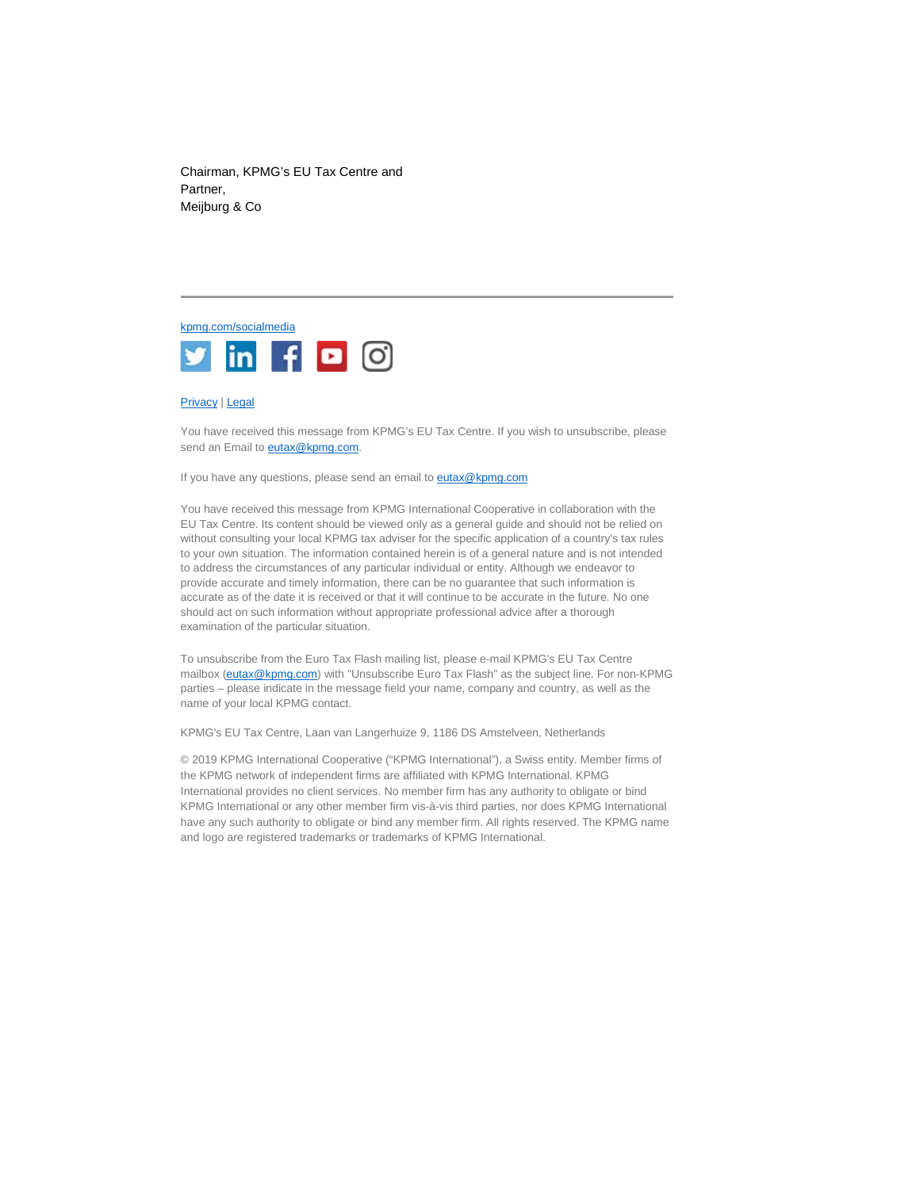Chairman, KPMG's EU Tax Centre and
Partner,
Meijburg & Co

---

kpmg.com/socialmedia

Privacy | Legal

You have received this message from KPMG's EU Tax Centre. If you wish to unsubscribe, please send an Email to eutax@kpmg.com.

If you have any questions, please send an email to eutax@kpmg.com

You have received this message from KPMG International Cooperative in collaboration with the EU Tax Centre. Its content should be viewed only as a general guide and should not be relied on without consulting your local KPMG tax adviser for the specific application of a country's tax rules to your own situation. The information contained herein is of a general nature and is not intended to address the circumstances of any particular individual or entity. Although we endeavor to provide accurate and timely information, there can be no guarantee that such information is accurate as of the date it is received or that it will continue to be accurate in the future. No one should act on such information without appropriate professional advice after a thorough examination of the particular situation.

To unsubscribe from the Euro Tax Flash mailing list, please e-mail KPMG's EU Tax Centre mailbox (eutax@kpmg.com) with "Unsubscribe Euro Tax Flash" as the subject line. For non-KPMG parties – please indicate in the message field your name, company and country, as well as the name of your local KPMG contact.

KPMG's EU Tax Centre, Laan van Langerhuize 9, 1186 DS Amstelveen, Netherlands

© 2019 KPMG International Cooperative ("KPMG International"), a Swiss entity. Member firms of the KPMG network of independent firms are affiliated with KPMG International. KPMG International provides no client services. No member firm has any authority to obligate or bind KPMG International or any other member firm vis-à-vis third parties, nor does KPMG International have any such authority to obligate or bind any member firm. All rights reserved. The KPMG name and logo are registered trademarks or trademarks of KPMG International.